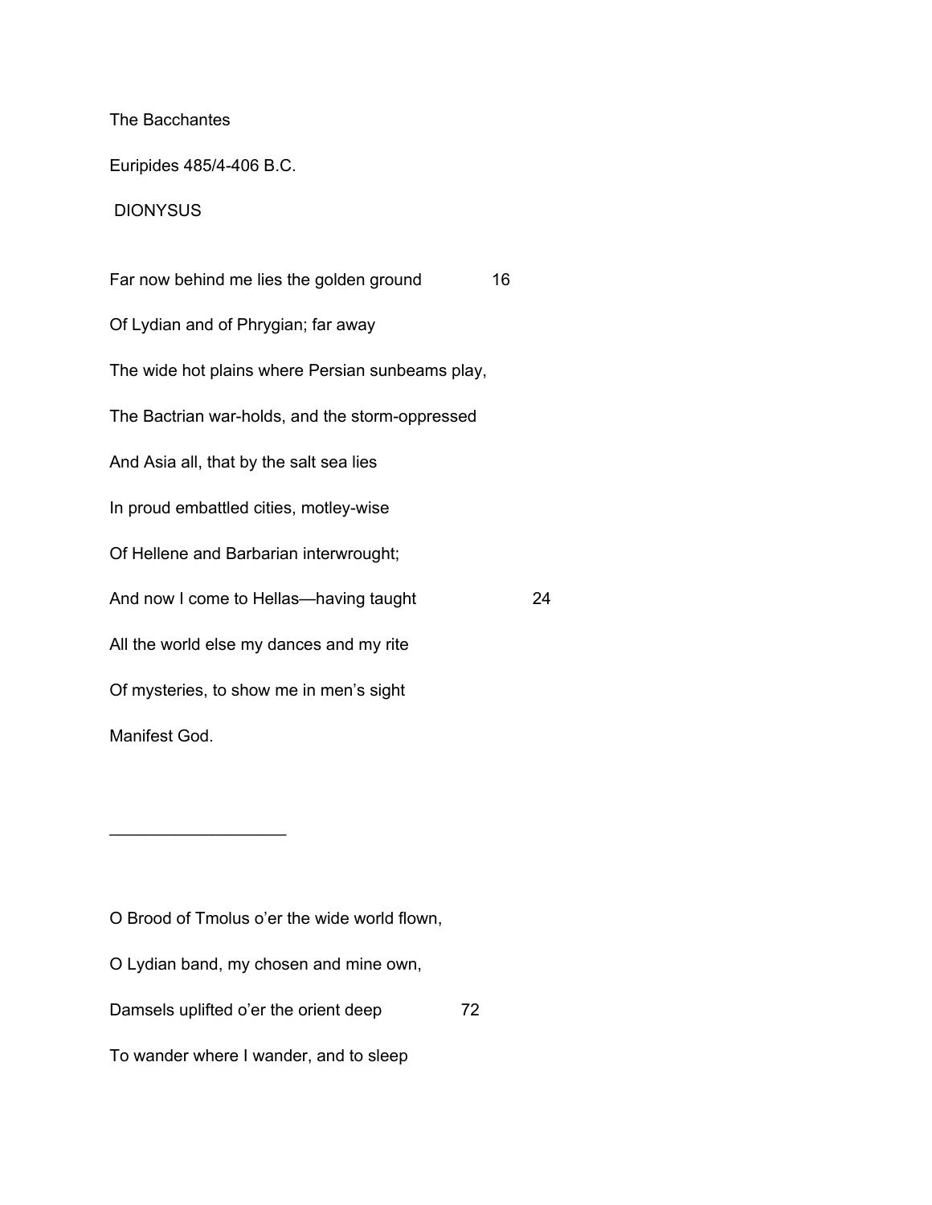The Bacchantes

Euripides 485/4-406 B.C.

DIONYSUS

Far now behind me lies the golden ground 16

Of Lydian and of Phrygian; far away

The wide hot plains where Persian sunbeams play,

The Bactrian war-holds, and the storm-oppressed

And Asia all, that by the salt sea lies

In proud embattled cities, motley-wise

Of Hellene and Barbarian interwrought;

And now I come to Hellas—having taught 24

All the world else my dances and my rite

Of mysteries, to show me in men's sight

Manifest God.

___________________

O Brood of Tmolus o'er the wide world flown,

O Lydian band, my chosen and mine own,

Damsels uplifted o'er the orient deep 72

To wander where I wander, and to sleep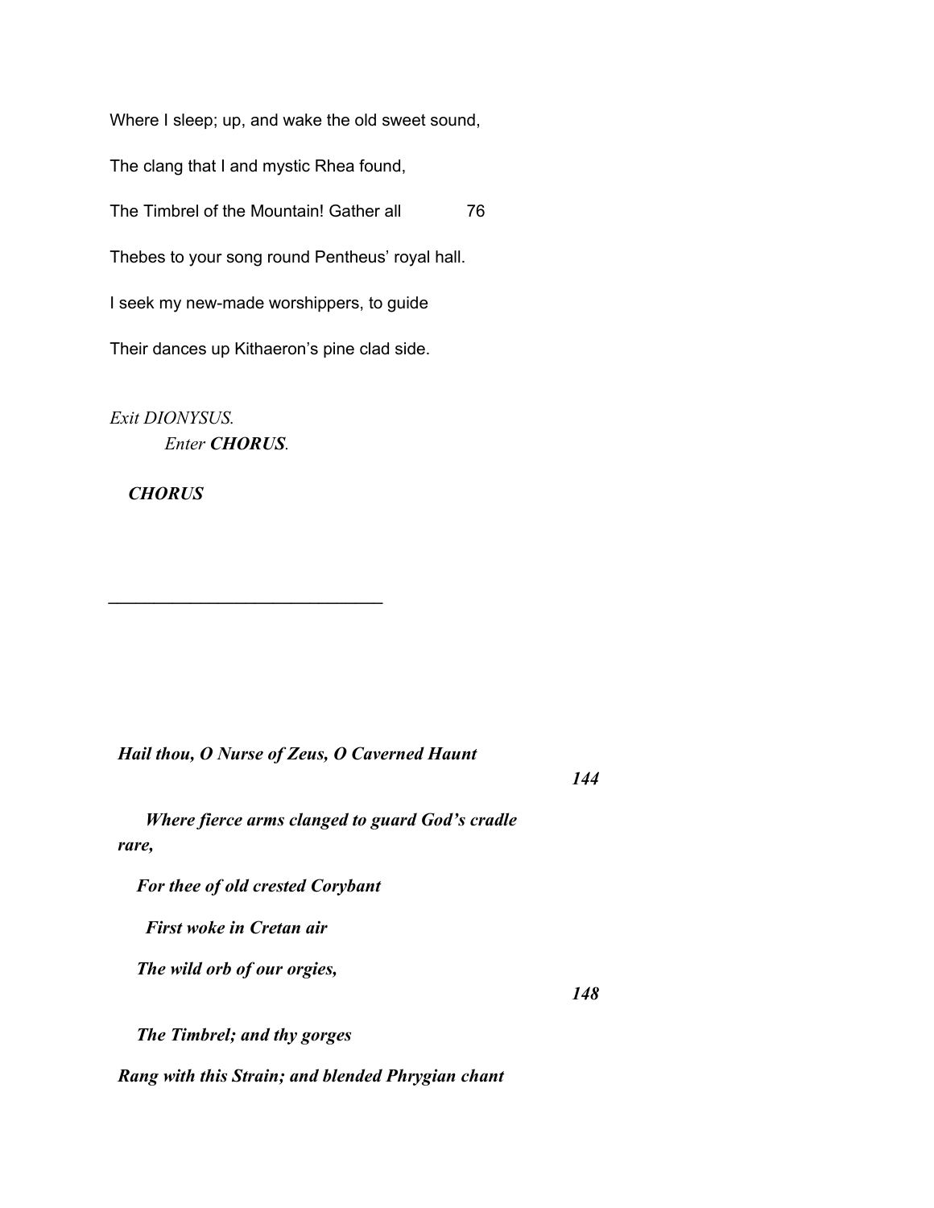Where I sleep; up, and wake the old sweet sound,

The clang that I and mystic Rhea found,

The Timbrel of the Mountain! Gather all 76

Thebes to your song round Pentheus' royal hall.

I seek my new-made worshippers, to guide

Their dances up Kithaeron's pine clad side.

*Exit DIONYSUS.*
*Enter* ***CHORUS***.

***CHORUS***

---

***Hail thou, O Nurse of Zeus, O Caverned Haunt*** ***144***

***Where fierce arms clanged to guard God's cradle rare,***

***For thee of old crested Corybant***

***First woke in Cretan air***

***The wild orb of our orgies,*** ***148***

***The Timbrel; and thy gorges***

***Rang with this Strain; and blended Phrygian chant***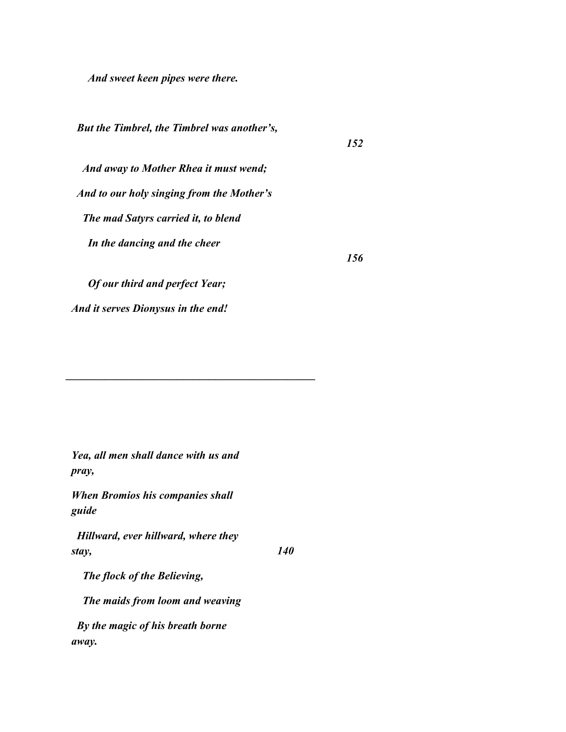*And sweet keen pipes were there.*

*But the Timbrel, the Timbrel was another's,* *152*

*And away to Mother Rhea it must wend;*

*And to our holy singing from the Mother's*

*The mad Satyrs carried it, to blend*

*In the dancing and the cheer* *156*

*Of our third and perfect Year;*

*And it serves Dionysus in the end!*

---

*Yea, all men shall dance with us and pray,*

*When Bromios his companies shall guide*

*Hillward, ever hillward, where they stay,* *140*

*The flock of the Believing,*

*The maids from loom and weaving*

*By the magic of his breath borne away.*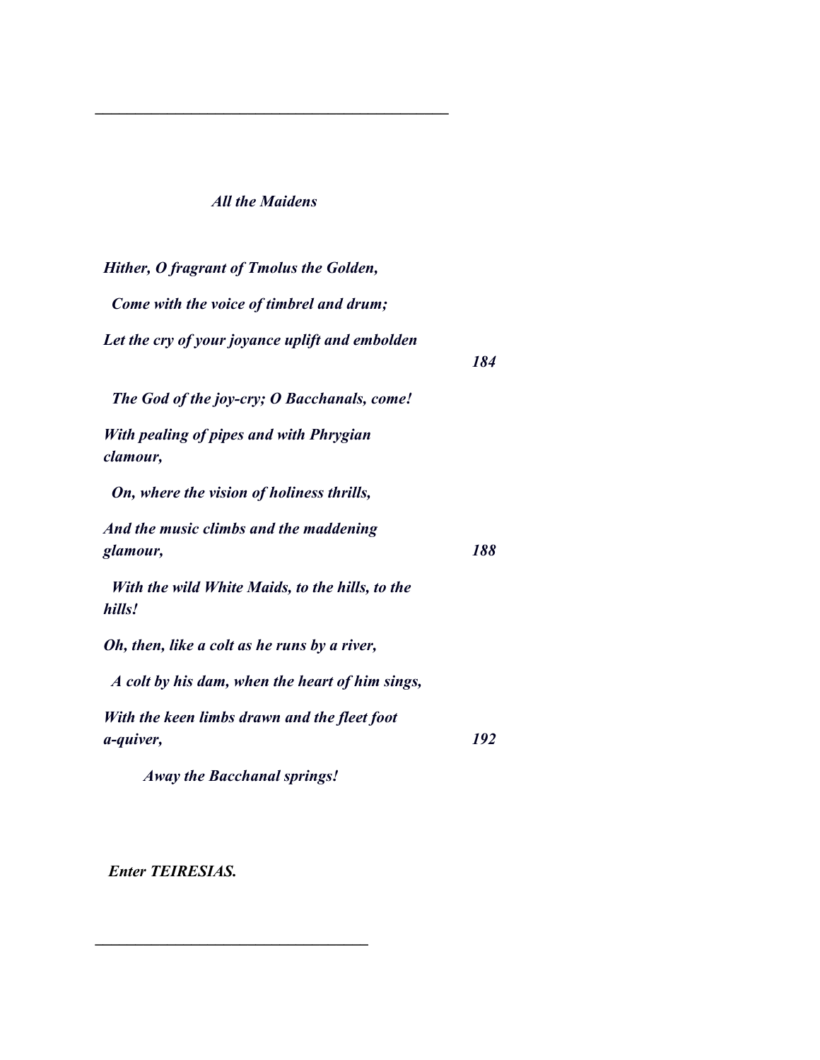---

*All the Maidens*

*Hither, O fragrant of Tmolus the Golden,*

*Come with the voice of timbrel and drum;*

*Let the cry of your joyance uplift and embolden* *184*

*The God of the joy-cry; O Bacchanals, come!*

*With pealing of pipes and with Phrygian clamour,*

*On, where the vision of holiness thrills,*

*And the music climbs and the maddening glamour,* *188*

*With the wild White Maids, to the hills, to the hills!*

*Oh, then, like a colt as he runs by a river,*

*A colt by his dam, when the heart of him sings,*

*With the keen limbs drawn and the fleet foot a-quiver,* *192*

*Away the Bacchanal springs!*

***Enter TEIRESIAS.***

---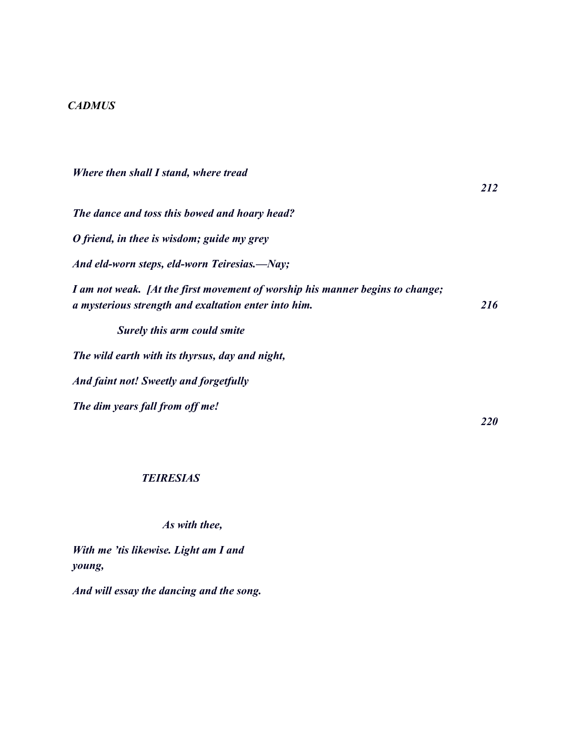*CADMUS*

*Where then shall I stand, where tread* *212*

*The dance and toss this bowed and hoary head?*

*O friend, in thee is wisdom; guide my grey*

*And eld-worn steps, eld-worn Teiresias.—Nay;*

*I am not weak. [At the first movement of worship his manner begins to change; a mysterious strength and exaltation enter into him.* *216*

*Surely this arm could smite*

*The wild earth with its thyrsus, day and night,*

*And faint not! Sweetly and forgetfully*

*The dim years fall from off me!* *220*

*TEIRESIAS*

*As with thee,*

*With me 'tis likewise. Light am I and young,*

*And will essay the dancing and the song.*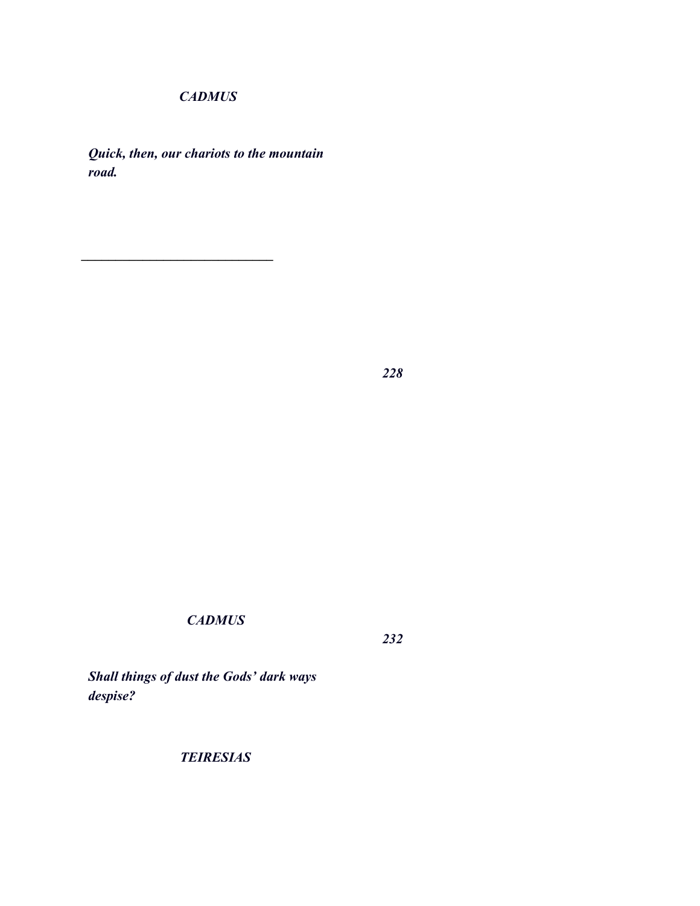***CADMUS***

***Quick, then, our chariots to the mountain road.***

---

***228***

***CADMUS***

***232***

***Shall things of dust the Gods' dark ways despise?***

***TEIRESIAS***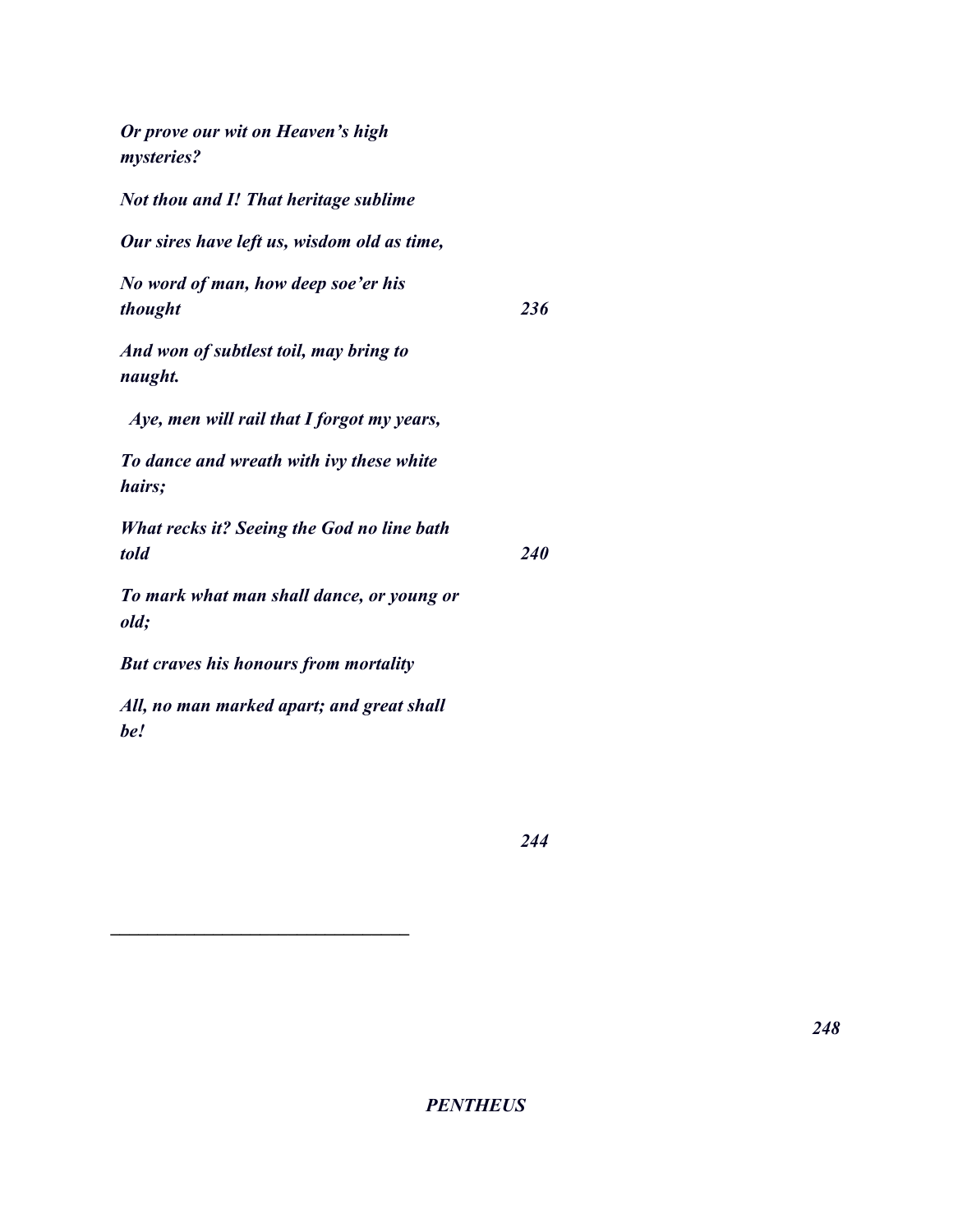*Or prove our wit on Heaven's high mysteries?*

*Not thou and I! That heritage sublime*

*Our sires have left us, wisdom old as time,*

*No word of man, how deep soe'er his thought*

*And won of subtlest toil, may bring to naught.*

*Aye, men will rail that I forgot my years,*

*To dance and wreath with ivy these white hairs;*

*What recks it? Seeing the God no line bath told*

*To mark what man shall dance, or young or old;*

*But craves his honours from mortality*

*All, no man marked apart; and great shall be!*

---

***PENTHEUS***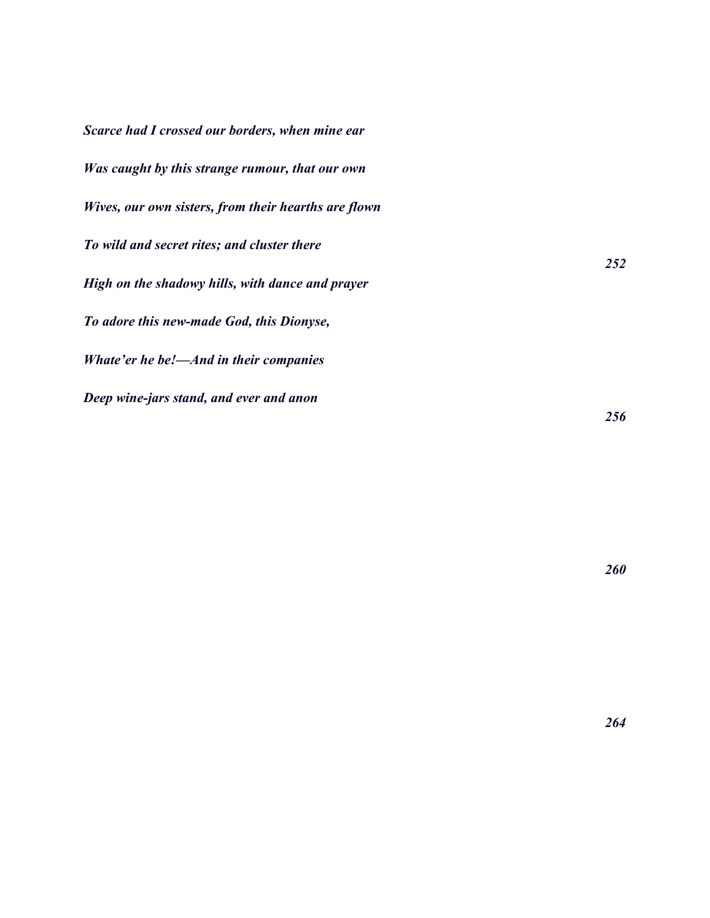*Scarce had I crossed our borders, when mine ear*

*Was caught by this strange rumour, that our own*

*Wives, our own sisters, from their hearths are flown*

*To wild and secret rites; and cluster there*

*High on the shadowy hills, with dance and prayer*

*To adore this new-made God, this Dionyse,*

*Whate'er he be!—And in their companies*

*Deep wine-jars stand, and ever and anon*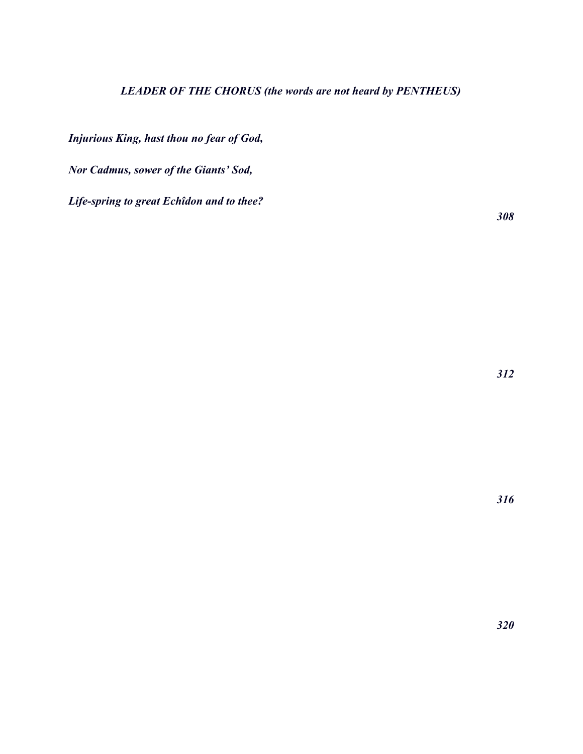***LEADER OF THE CHORUS (the words are not heard by PENTHEUS)***

***Injurious King, hast thou no fear of God,***

***Nor Cadmus, sower of the Giants' Sod,***

***Life-spring to great Echîdon and to thee?***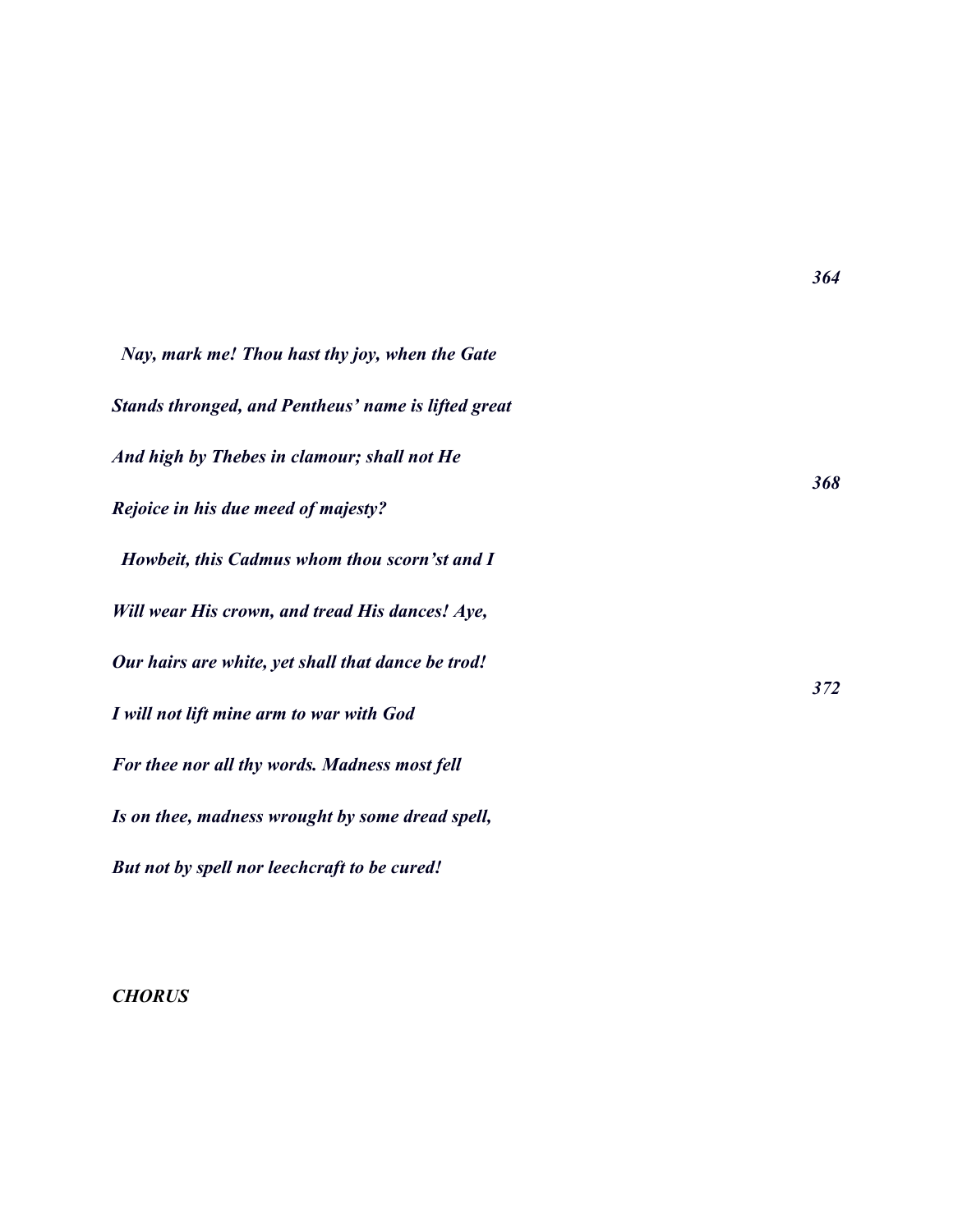*Nay, mark me! Thou hast thy joy, when the Gate*
*Stands thronged, and Pentheus' name is lifted great*
*And high by Thebes in clamour; shall not He*
*Rejoice in his due meed of majesty?*
*Howbeit, this Cadmus whom thou scorn'st and I*
*Will wear His crown, and tread His dances! Aye,*
*Our hairs are white, yet shall that dance be trod!*
*I will not lift mine arm to war with God*
*For thee nor all thy words. Madness most fell*
*Is on thee, madness wrought by some dread spell,*
*But not by spell nor leechcraft to be cured!*

*CHORUS*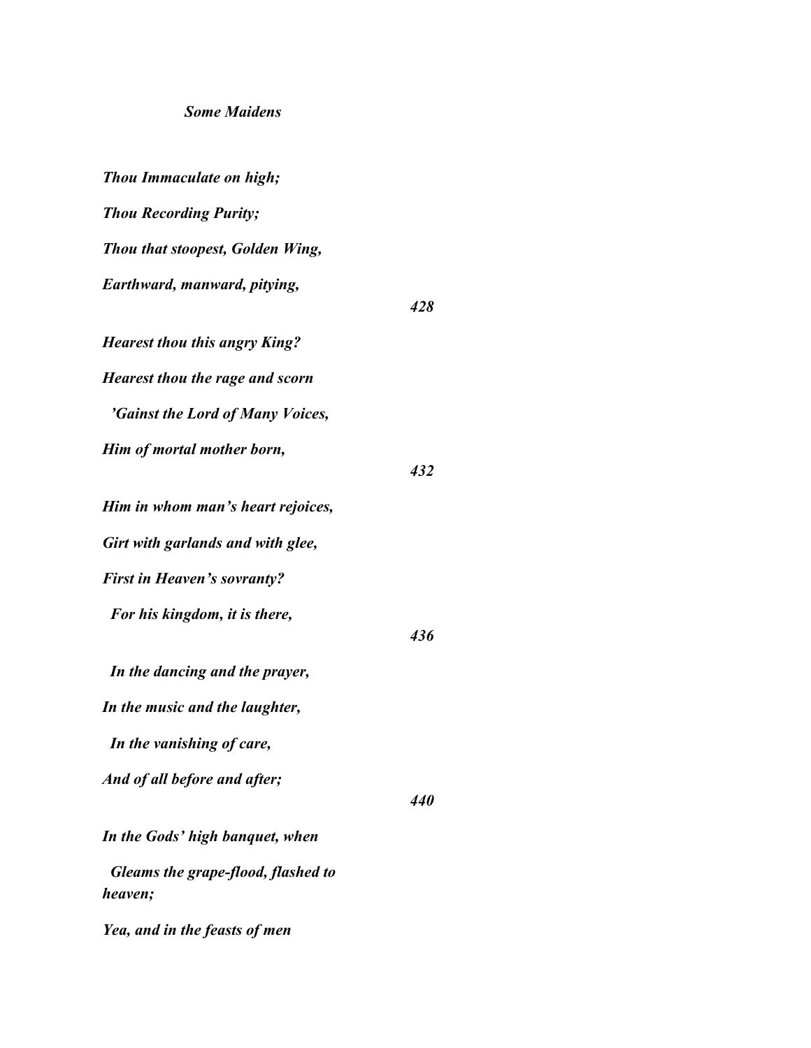***Some Maidens***

***Thou Immaculate on high;***

***Thou Recording Purity;***

***Thou that stoopest, Golden Wing,***

***Earthward, manward, pitying,*** ***428***

***Hearest thou this angry King?***

***Hearest thou the rage and scorn***

***'Gainst the Lord of Many Voices,***

***Him of mortal mother born,*** ***432***

***Him in whom man's heart rejoices,***

***Girt with garlands and with glee,***

***First in Heaven's sovranty?***

***For his kingdom, it is there,*** ***436***

***In the dancing and the prayer,***

***In the music and the laughter,***

***In the vanishing of care,***

***And of all before and after;*** ***440***

***In the Gods' high banquet, when***

***Gleams the grape-flood, flashed to heaven;***

***Yea, and in the feasts of men***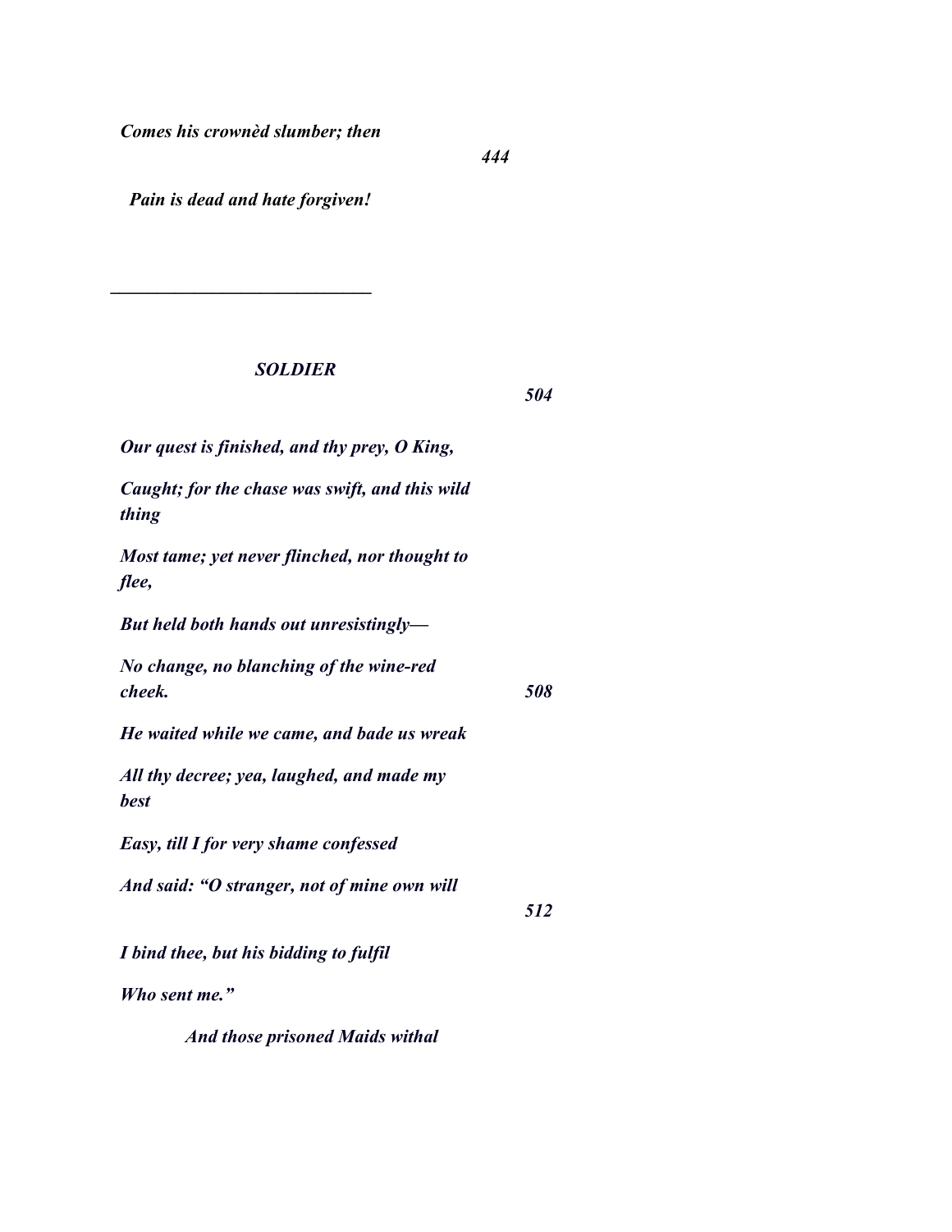*Comes his crownèd slumber; then*

*444*

*Pain is dead and hate forgiven!*

---

*SOLDIER*

*504*

*Our quest is finished, and thy prey, O King,*

*Caught; for the chase was swift, and this wild thing*

*Most tame; yet never flinched, nor thought to flee,*

*But held both hands out unresistingly—*

*No change, no blanching of the wine-red cheek.* *508*

*He waited while we came, and bade us wreak*

*All thy decree; yea, laughed, and made my best*

*Easy, till I for very shame confessed*

*And said: "O stranger, not of mine own will*

*512*

*I bind thee, but his bidding to fulfil*

*Who sent me."*

*And those prisoned Maids withal*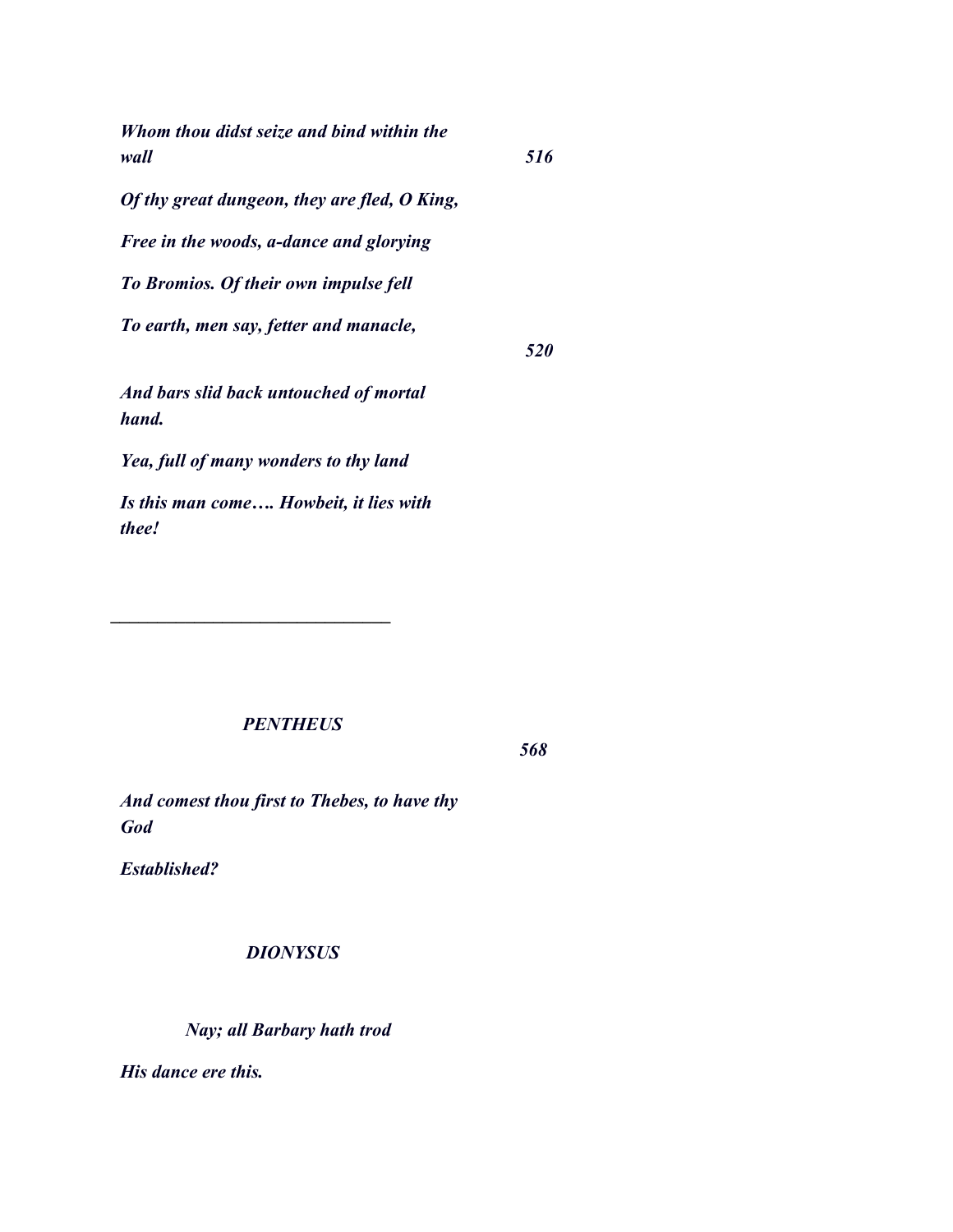*Whom thou didst seize and bind within the wall* 516

*Of thy great dungeon, they are fled, O King,*

*Free in the woods, a-dance and glorying*

*To Bromios. Of their own impulse fell*

*To earth, men say, fetter and manacle,* 520

*And bars slid back untouched of mortal hand.*

*Yea, full of many wonders to thy land*

*Is this man come…. Howbeit, it lies with thee!*

---

***PENTHEUS*** 568

*And comest thou first to Thebes, to have thy God*

*Established?*

***DIONYSUS***

*Nay; all Barbary hath trod*

*His dance ere this.*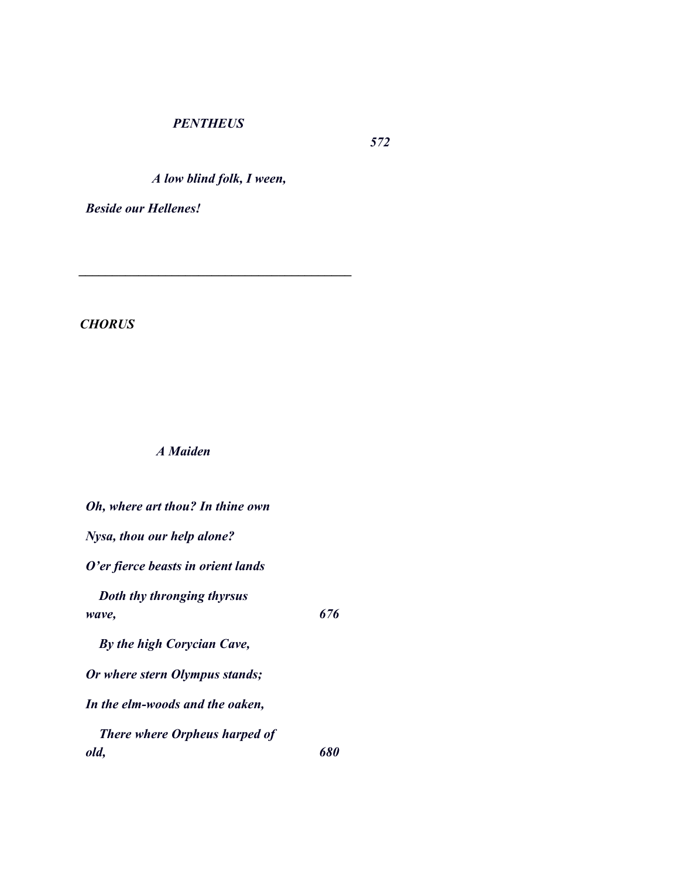***PENTHEUS***

***572***

***A low blind folk, I ween,***

***Beside our Hellenes!***

---

***CHORUS***

***A Maiden***

***Oh, where art thou? In thine own***

***Nysa, thou our help alone?***

***O'er fierce beasts in orient lands***

***Doth thy thronging thyrsus wave,*** ***676***

***By the high Corycian Cave,***

***Or where stern Olympus stands;***

***In the elm-woods and the oaken,***

***There where Orpheus harped of old,*** ***680***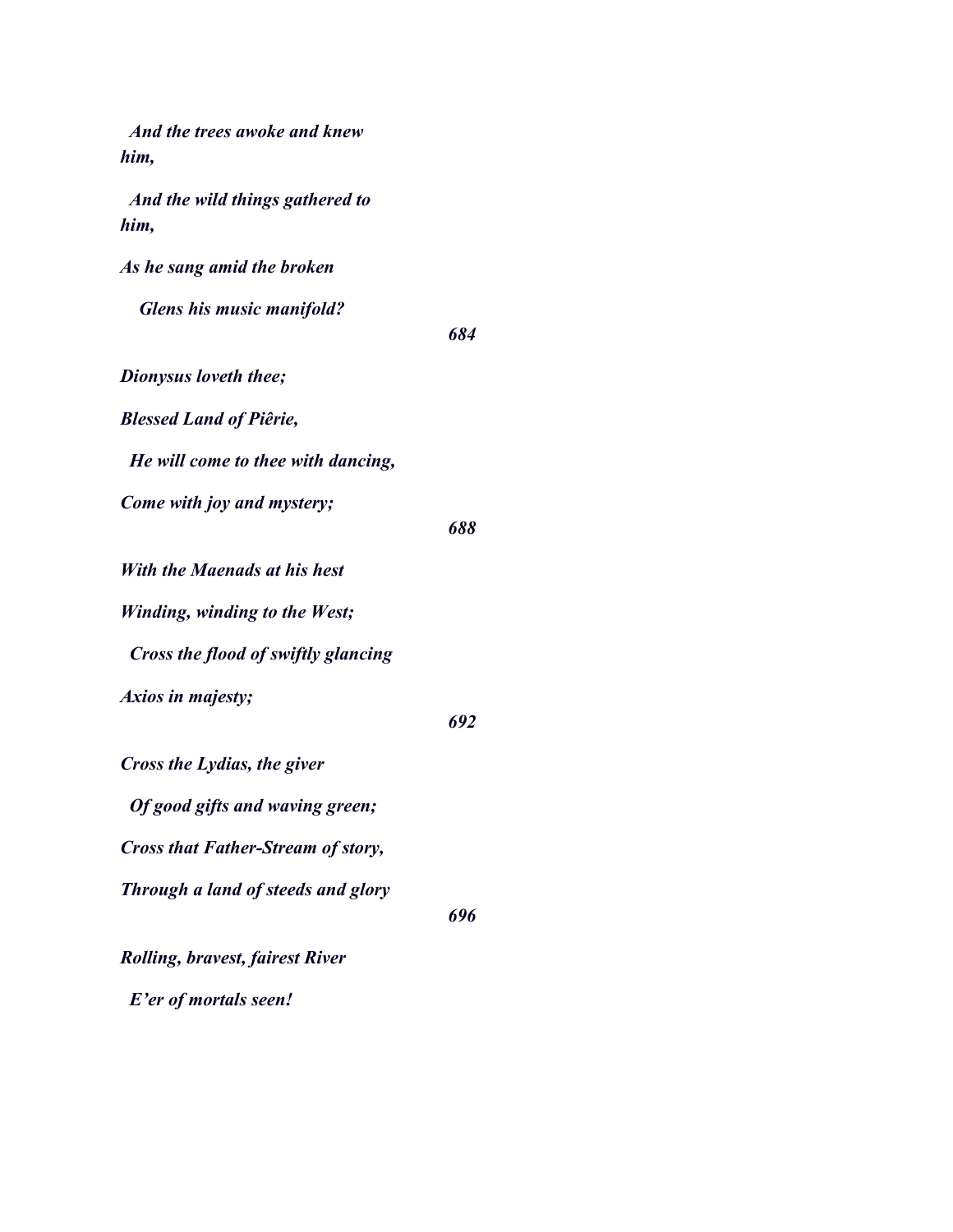*And the trees awoke and knew him,*

*And the wild things gathered to him,*

*As he sang amid the broken*

*Glens his music manifold?* *684*

*Dionysus loveth thee;*

*Blessed Land of Piêrie,*

*He will come to thee with dancing,*

*Come with joy and mystery;* *688*

*With the Maenads at his hest*

*Winding, winding to the West;*

*Cross the flood of swiftly glancing*

*Axios in majesty;* *692*

*Cross the Lydias, the giver*

*Of good gifts and waving green;*

*Cross that Father-Stream of story,*

*Through a land of steeds and glory* *696*

*Rolling, bravest, fairest River*

*E'er of mortals seen!*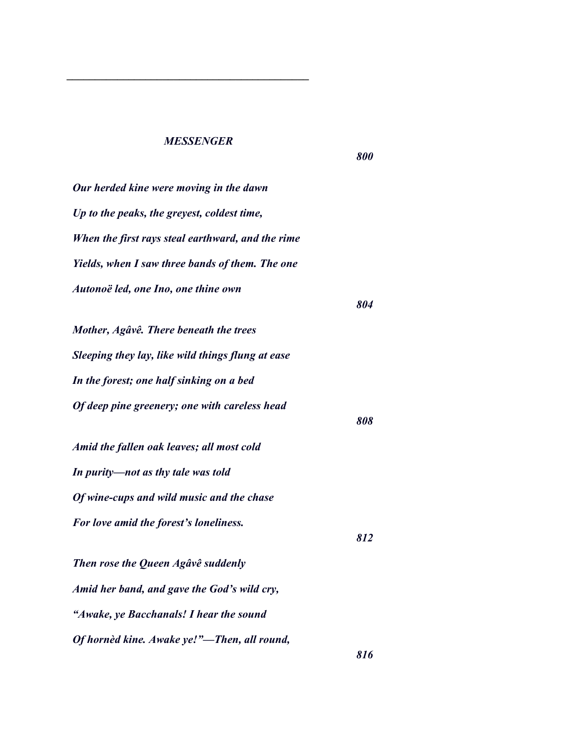---

*MESSENGER*

*800*

*Our herded kine were moving in the dawn*

*Up to the peaks, the greyest, coldest time,*

*When the first rays steal earthward, and the rime*

*Yields, when I saw three bands of them. The one*

*Autonoë led, one Ino, one thine own*

*804*

*Mother, Agâvê. There beneath the trees*

*Sleeping they lay, like wild things flung at ease*

*In the forest; one half sinking on a bed*

*Of deep pine greenery; one with careless head*

*808*

*Amid the fallen oak leaves; all most cold*

*In purity—not as thy tale was told*

*Of wine-cups and wild music and the chase*

*For love amid the forest's loneliness.*

*812*

*Then rose the Queen Agâvê suddenly*

*Amid her band, and gave the God's wild cry,*

*"Awake, ye Bacchanals! I hear the sound*

*Of hornèd kine. Awake ye!"—Then, all round,*

*816*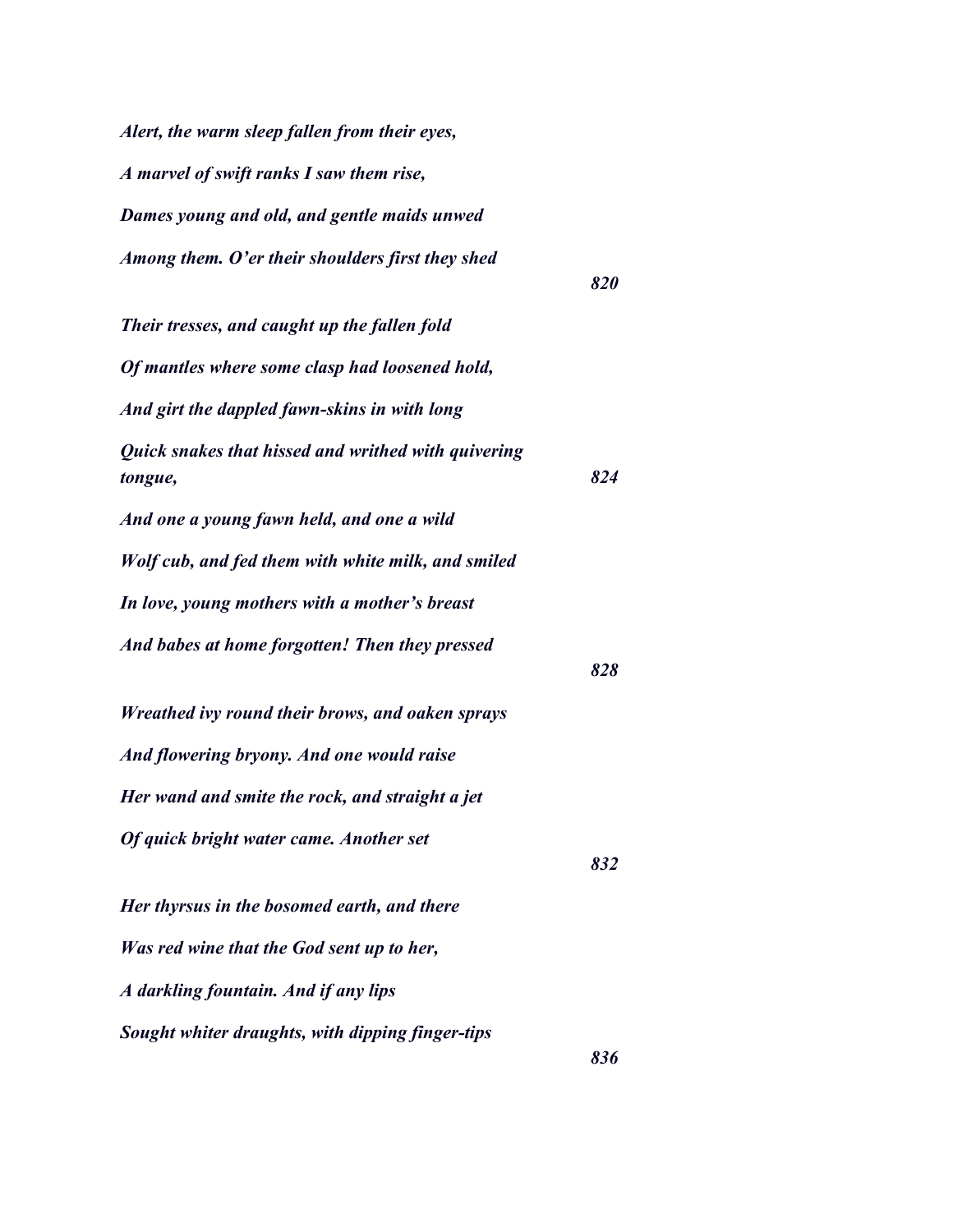*Alert, the warm sleep fallen from their eyes,*

*A marvel of swift ranks I saw them rise,*

*Dames young and old, and gentle maids unwed*

*Among them. O'er their shoulders first they shed* **820**

*Their tresses, and caught up the fallen fold*

*Of mantles where some clasp had loosened hold,*

*And girt the dappled fawn-skins in with long*

*Quick snakes that hissed and writhed with quivering tongue,* **824**

*And one a young fawn held, and one a wild*

*Wolf cub, and fed them with white milk, and smiled*

*In love, young mothers with a mother's breast*

*And babes at home forgotten! Then they pressed* **828**

*Wreathed ivy round their brows, and oaken sprays*

*And flowering bryony. And one would raise*

*Her wand and smite the rock, and straight a jet*

*Of quick bright water came. Another set* **832**

*Her thyrsus in the bosomed earth, and there*

*Was red wine that the God sent up to her,*

*A darkling fountain. And if any lips*

*Sought whiter draughts, with dipping finger-tips* **836**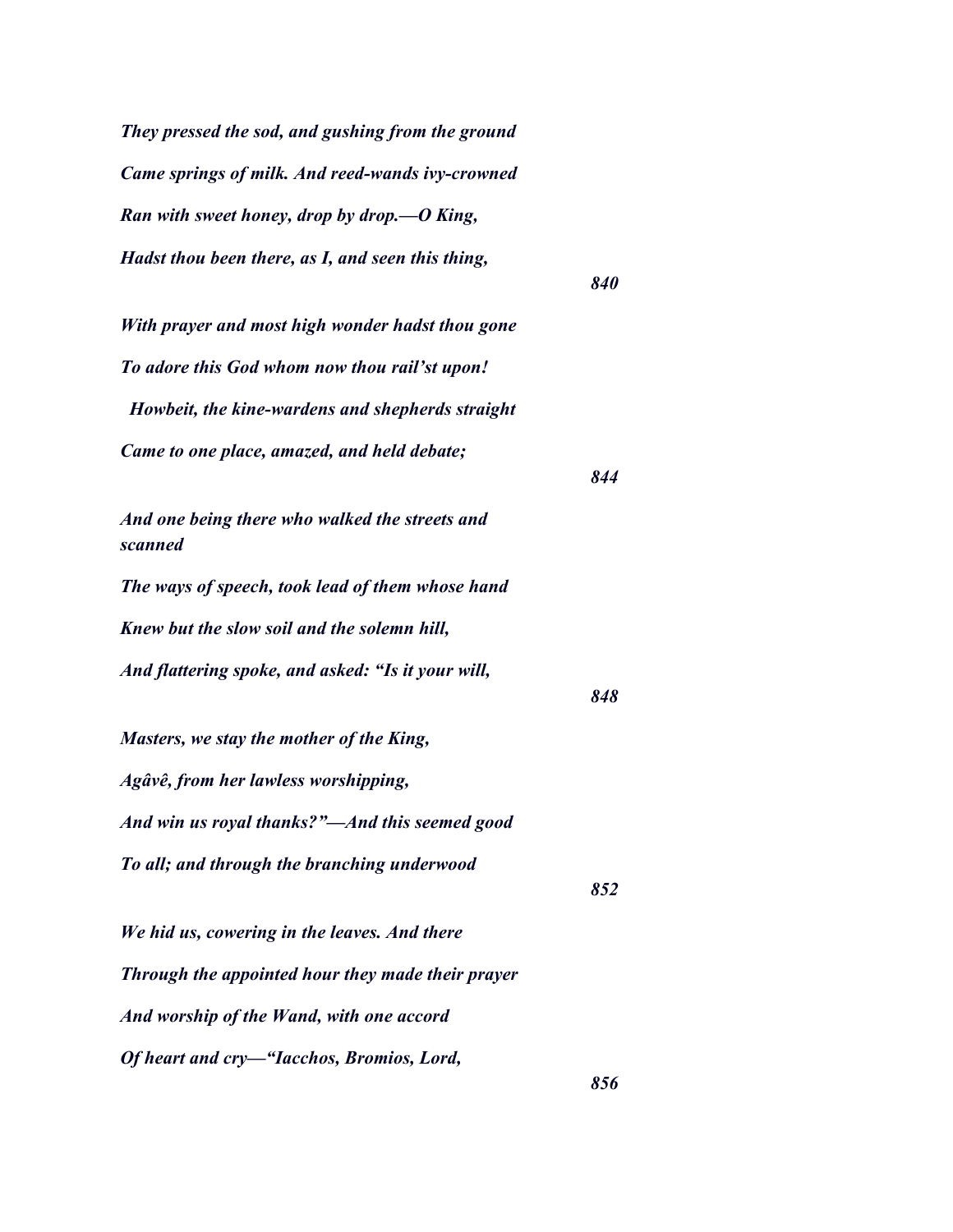*They pressed the sod, and gushing from the ground*

*Came springs of milk. And reed-wands ivy-crowned*

*Ran with sweet honey, drop by drop.—O King,*

*Hadst thou been there, as I, and seen this thing,* **840**

*With prayer and most high wonder hadst thou gone*

*To adore this God whom now thou rail'st upon!*

*Howbeit, the kine-wardens and shepherds straight*

*Came to one place, amazed, and held debate;* **844**

*And one being there who walked the streets and scanned*

*The ways of speech, took lead of them whose hand*

*Knew but the slow soil and the solemn hill,*

*And flattering spoke, and asked: "Is it your will,* **848**

*Masters, we stay the mother of the King,*

*Agâvê, from her lawless worshipping,*

*And win us royal thanks?"—And this seemed good*

*To all; and through the branching underwood* **852**

*We hid us, cowering in the leaves. And there*

*Through the appointed hour they made their prayer*

*And worship of the Wand, with one accord*

*Of heart and cry—"Iacchos, Bromios, Lord,* **856**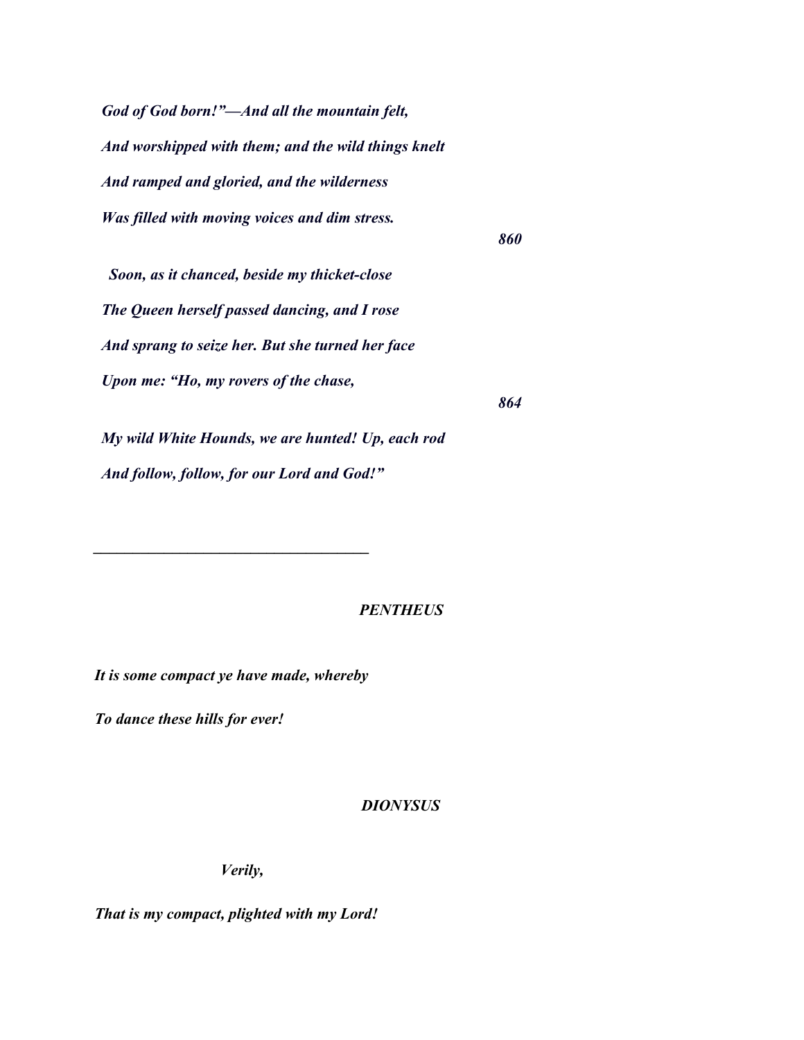*God of God born!"—And all the mountain felt,*

*And worshipped with them; and the wild things knelt*

*And ramped and gloried, and the wilderness*

*Was filled with moving voices and dim stress.*

***860***

*Soon, as it chanced, beside my thicket-close*

*The Queen herself passed dancing, and I rose*

*And sprang to seize her. But she turned her face*

*Upon me: "Ho, my rovers of the chase,*

***864***

*My wild White Hounds, we are hunted! Up, each rod*

*And follow, follow, for our Lord and God!"*

---

***PENTHEUS***

*It is some compact ye have made, whereby*

*To dance these hills for ever!*

***DIONYSUS***

*Verily,*

*That is my compact, plighted with my Lord!*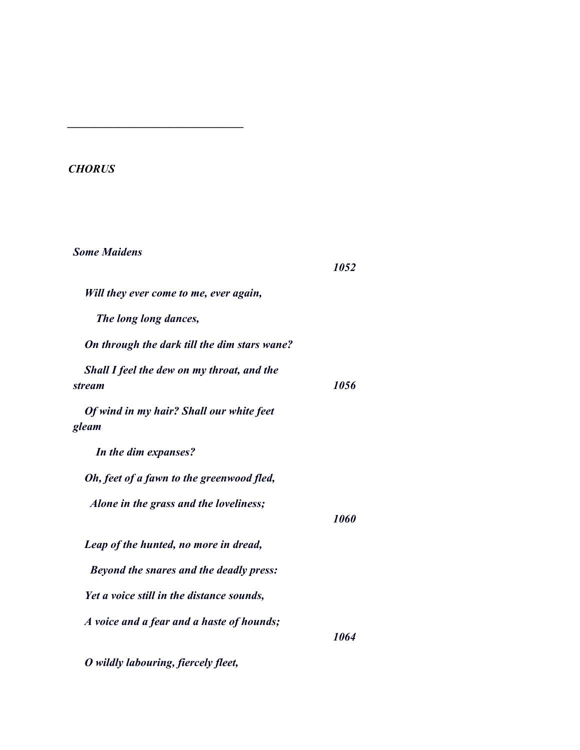---

*CHORUS*

*Some Maidens*

*1052*

*Will they ever come to me, ever again,*

*The long long dances,*

*On through the dark till the dim stars wane?*

*Shall I feel the dew on my throat, and the stream* *1056*

*Of wind in my hair? Shall our white feet gleam*

*In the dim expanses?*

*Oh, feet of a fawn to the greenwood fled,*

*Alone in the grass and the loveliness;*

*1060*

*Leap of the hunted, no more in dread,*

*Beyond the snares and the deadly press:*

*Yet a voice still in the distance sounds,*

*A voice and a fear and a haste of hounds;*

*1064*

*O wildly labouring, fiercely fleet,*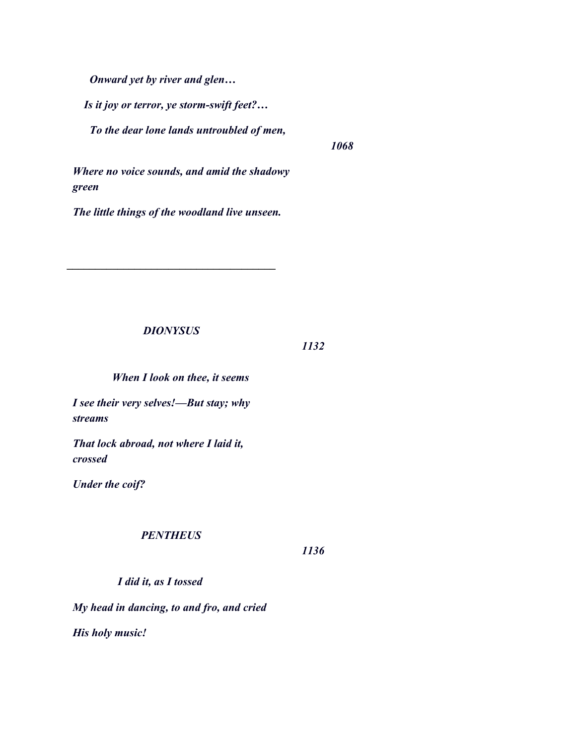*Onward yet by river and glen…*

*Is it joy or terror, ye storm-swift feet?…*

*To the dear lone lands untroubled of men,* ***1068***

***Where no voice sounds, and amid the shadowy green***

***The little things of the woodland live unseen.***

---

***DIONYSUS*** ***1132***

***When I look on thee, it seems***

***I see their very selves!—But stay; why streams***

***That lock abroad, not where I laid it, crossed***

***Under the coif?***

***PENTHEUS*** ***1136***

***I did it, as I tossed***

***My head in dancing, to and fro, and cried***

***His holy music!***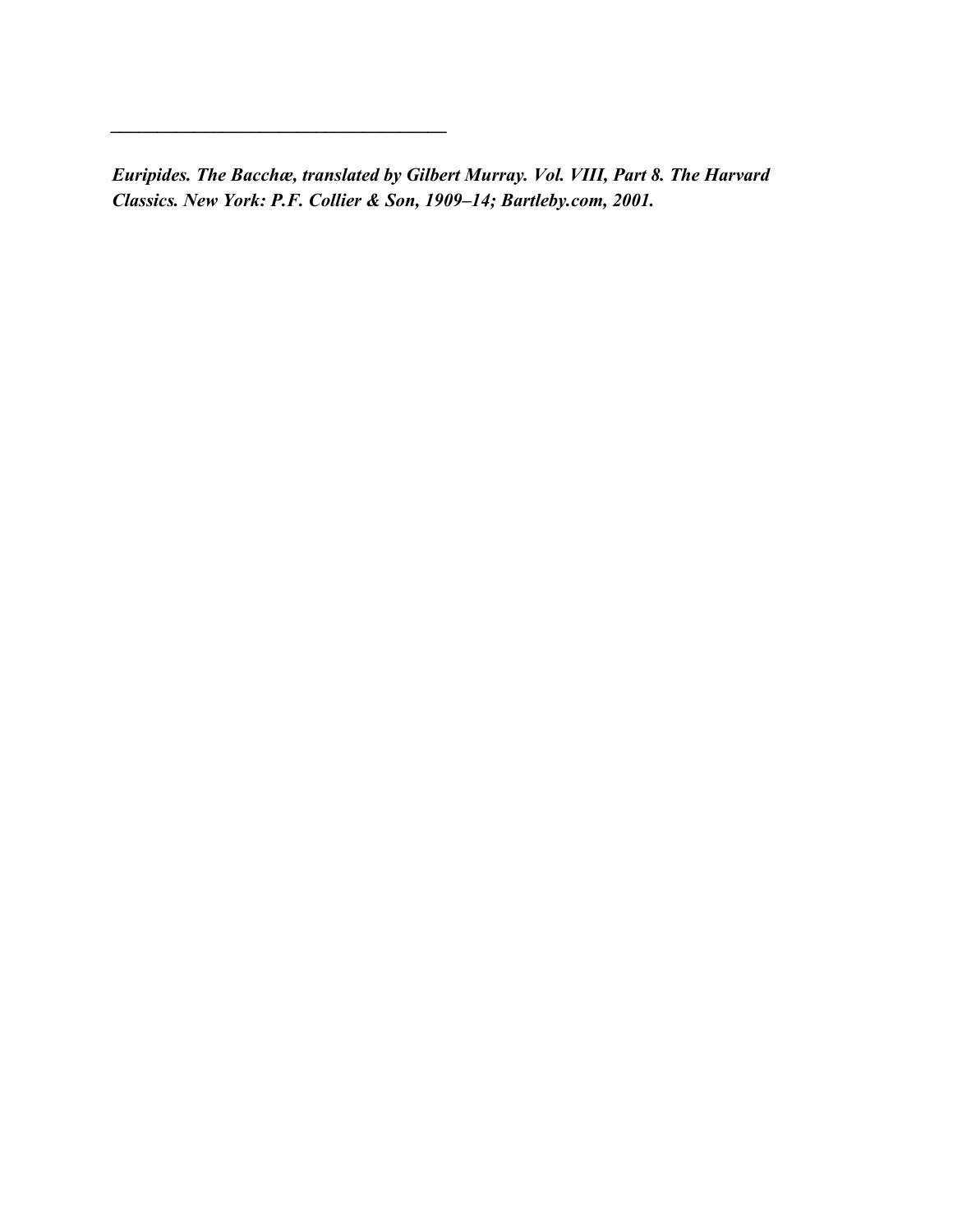___

***Euripides. The Bacchæ, translated by Gilbert Murray. Vol. VIII, Part 8. The Harvard Classics. New York: P.F. Collier & Son, 1909–14; Bartleby.com, 2001.***